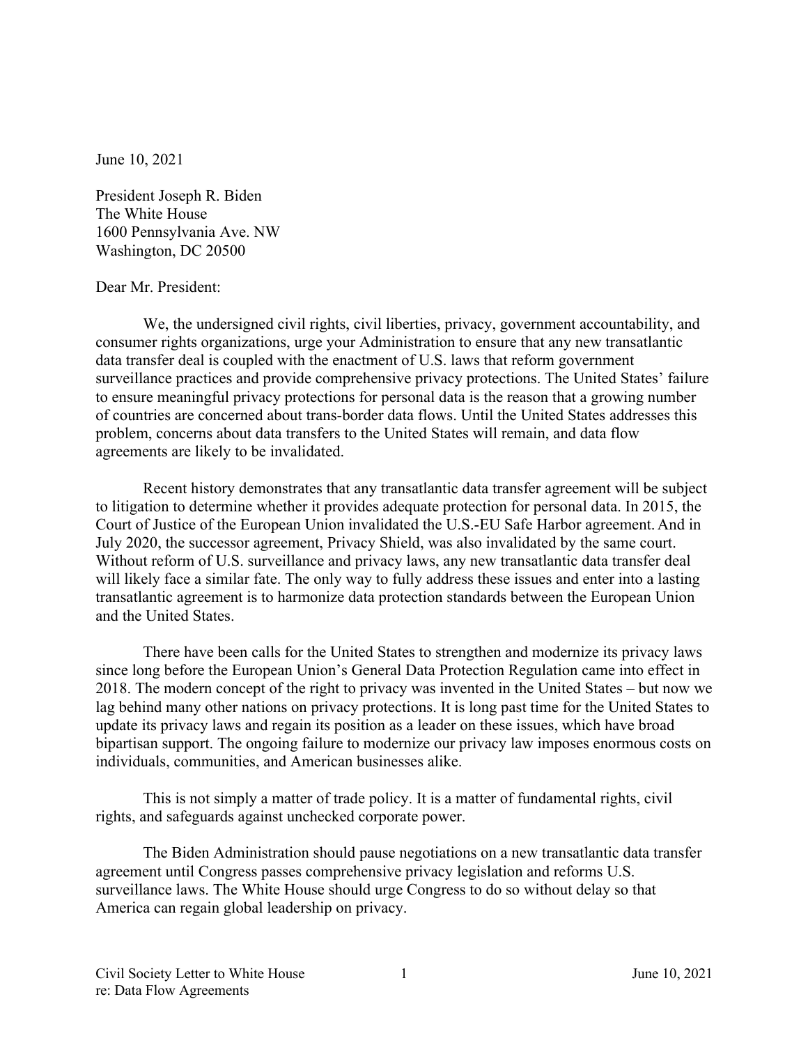June 10, 2021

President Joseph R. Biden  
The White House  
1600 Pennsylvania Ave. NW  
Washington, DC 20500

Dear Mr. President:

We, the undersigned civil rights, civil liberties, privacy, government accountability, and consumer rights organizations, urge your Administration to ensure that any new transatlantic data transfer deal is coupled with the enactment of U.S. laws that reform government surveillance practices and provide comprehensive privacy protections. The United States' failure to ensure meaningful privacy protections for personal data is the reason that a growing number of countries are concerned about trans-border data flows. Until the United States addresses this problem, concerns about data transfers to the United States will remain, and data flow agreements are likely to be invalidated.

Recent history demonstrates that any transatlantic data transfer agreement will be subject to litigation to determine whether it provides adequate protection for personal data. In 2015, the Court of Justice of the European Union invalidated the U.S.-EU Safe Harbor agreement. And in July 2020, the successor agreement, Privacy Shield, was also invalidated by the same court. Without reform of U.S. surveillance and privacy laws, any new transatlantic data transfer deal will likely face a similar fate. The only way to fully address these issues and enter into a lasting transatlantic agreement is to harmonize data protection standards between the European Union and the United States.

There have been calls for the United States to strengthen and modernize its privacy laws since long before the European Union's General Data Protection Regulation came into effect in 2018. The modern concept of the right to privacy was invented in the United States – but now we lag behind many other nations on privacy protections. It is long past time for the United States to update its privacy laws and regain its position as a leader on these issues, which have broad bipartisan support. The ongoing failure to modernize our privacy law imposes enormous costs on individuals, communities, and American businesses alike.

This is not simply a matter of trade policy. It is a matter of fundamental rights, civil rights, and safeguards against unchecked corporate power.

The Biden Administration should pause negotiations on a new transatlantic data transfer agreement until Congress passes comprehensive privacy legislation and reforms U.S. surveillance laws. The White House should urge Congress to do so without delay so that America can regain global leadership on privacy.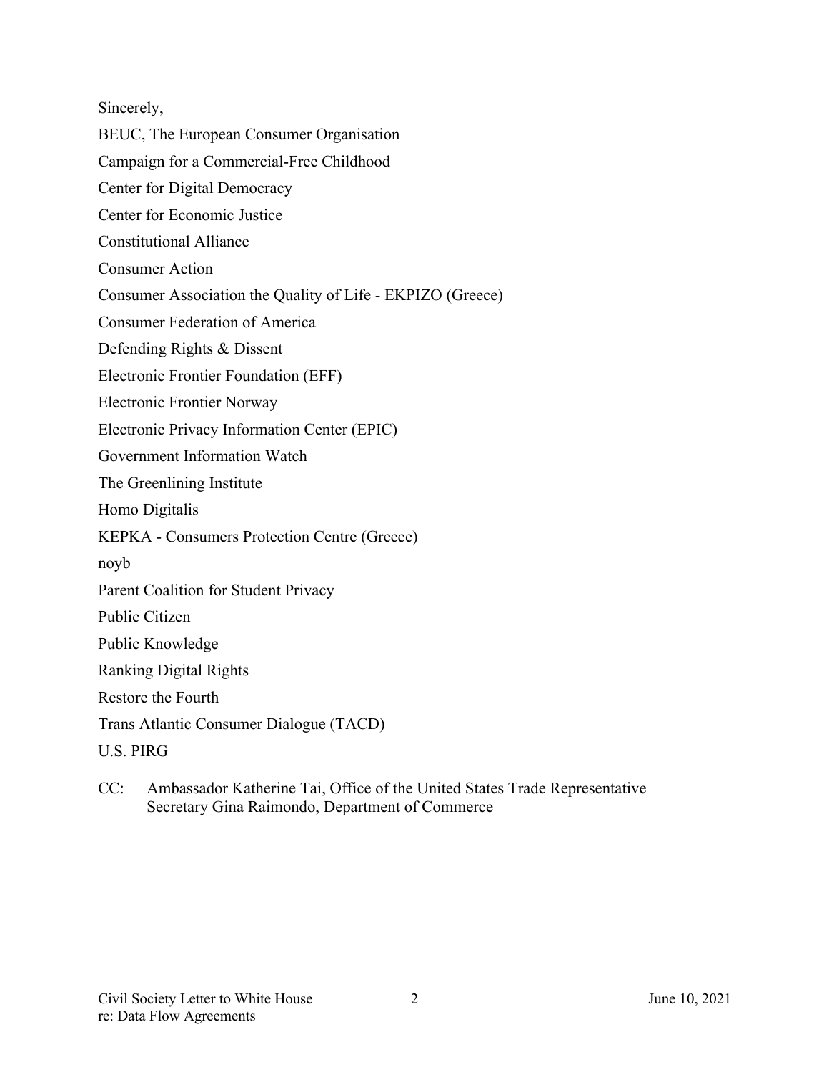Sincerely,

BEUC, The European Consumer Organisation

Campaign for a Commercial-Free Childhood

Center for Digital Democracy

Center for Economic Justice

Constitutional Alliance

Consumer Action

Consumer Association the Quality of Life - EKPIZO (Greece)

Consumer Federation of America

Defending Rights & Dissent

Electronic Frontier Foundation (EFF)

Electronic Frontier Norway

Electronic Privacy Information Center (EPIC)

Government Information Watch

The Greenlining Institute

Homo Digitalis

KEPKA - Consumers Protection Centre (Greece)

noyb

Parent Coalition for Student Privacy

Public Citizen

Public Knowledge

Ranking Digital Rights

Restore the Fourth

Trans Atlantic Consumer Dialogue (TACD)

U.S. PIRG

CC: Ambassador Katherine Tai, Office of the United States Trade Representative
Secretary Gina Raimondo, Department of Commerce